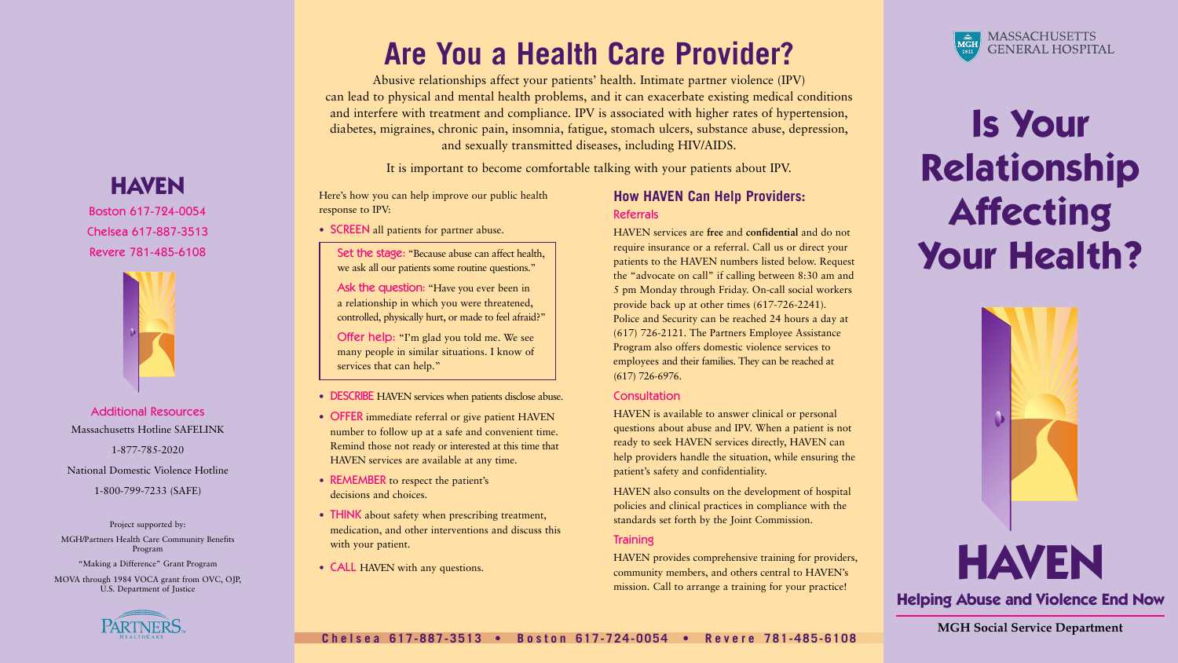# HAVEN

Boston 617-724-0054

Chelsea 617-887-3513

Revere 781-485-6108

### Additional Resources

Massachusetts Hotline SAFELINK

1-877-785-2020

National Domestic Violence Hotline

1-800-799-7233 (SAFE)

Project supported by:

MGH/Partners Health Care Community Benefits Program

"Making a Difference" Grant Program

MOVA through 1984 VOCA grant from OVC, OJP, U.S. Department of Justice

PARTNERS HEALTHCARE

# Are You a Health Care Provider?

Abusive relationships affect your patients' health. Intimate partner violence (IPV) can lead to physical and mental health problems, and it can exacerbate existing medical conditions and interfere with treatment and compliance. IPV is associated with higher rates of hypertension, diabetes, migraines, chronic pain, insomnia, fatigue, stomach ulcers, substance abuse, depression, and sexually transmitted diseases, including HIV/AIDS.

It is important to become comfortable talking with your patients about IPV.

Here's how you can help improve our public health response to IPV:

- **SCREEN** all patients for partner abuse.

> **Set the stage:** "Because abuse can affect health, we ask all our patients some routine questions."
>
> **Ask the question:** "Have you ever been in a relationship in which you were threatened, controlled, physically hurt, or made to feel afraid?"
>
> **Offer help:** "I'm glad you told me. We see many people in similar situations. I know of services that can help."

- **DESCRIBE** HAVEN services when patients disclose abuse.
- **OFFER** immediate referral or give patient HAVEN number to follow up at a safe and convenient time. Remind those not ready or interested at this time that HAVEN services are available at any time.
- **REMEMBER** to respect the patient's decisions and choices.
- **THINK** about safety when prescribing treatment, medication, and other interventions and discuss this with your patient.
- **CALL** HAVEN with any questions.

## How HAVEN Can Help Providers:

### Referrals

HAVEN services are **free** and **confidential** and do not require insurance or a referral. Call us or direct your patients to the HAVEN numbers listed below. Request the "advocate on call" if calling between 8:30 am and 5 pm Monday through Friday. On-call social workers provide back up at other times (617-726-2241). Police and Security can be reached 24 hours a day at (617) 726-2121. The Partners Employee Assistance Program also offers domestic violence services to employees and their families. They can be reached at (617) 726-6976.

### Consultation

HAVEN is available to answer clinical or personal questions about abuse and IPV. When a patient is not ready to seek HAVEN services directly, HAVEN can help providers handle the situation, while ensuring the patient's safety and confidentiality.

HAVEN also consults on the development of hospital policies and clinical practices in compliance with the standards set forth by the Joint Commission.

### Training

HAVEN provides comprehensive training for providers, community members, and others central to HAVEN's mission. Call to arrange a training for your practice!

**Chelsea 617-887-3513 • Boston 617-724-0054 • Revere 781-485-6108**

MASSACHUSETTS GENERAL HOSPITAL

# Is Your Relationship Affecting Your Health?

# HAVEN

## Helping Abuse and Violence End Now

**MGH Social Service Department**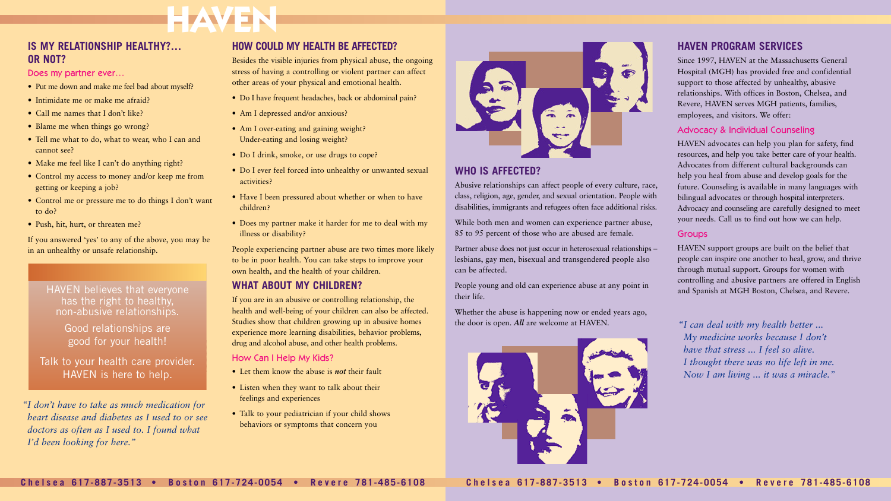# HAVEN

## IS MY RELATIONSHIP HEALTHY?... OR NOT?

### Does my partner ever...

- Put me down and make me feel bad about myself?
- Intimidate me or make me afraid?
- Call me names that I don't like?
- Blame me when things go wrong?
- Tell me what to do, what to wear, who I can and cannot see?
- Make me feel like I can't do anything right?
- Control my access to money and/or keep me from getting or keeping a job?
- Control me or pressure me to do things I don't want to do?
- Push, hit, hurt, or threaten me?

If you answered 'yes' to any of the above, you may be in an unhealthy or unsafe relationship.

HAVEN believes that everyone has the right to healthy, non-abusive relationships.

Good relationships are good for your health!

Talk to your health care provider. HAVEN is here to help.

*"I don't have to take as much medication for heart disease and diabetes as I used to or see doctors as often as I used to. I found what I'd been looking for here."*

## HOW COULD MY HEALTH BE AFFECTED?

Besides the visible injuries from physical abuse, the ongoing stress of having a controlling or violent partner can affect other areas of your physical and emotional health.

- Do I have frequent headaches, back or abdominal pain?
- Am I depressed and/or anxious?
- Am I over-eating and gaining weight? Under-eating and losing weight?
- Do I drink, smoke, or use drugs to cope?
- Do I ever feel forced into unhealthy or unwanted sexual activities?
- Have I been pressured about whether or when to have children?
- Does my partner make it harder for me to deal with my illness or disability?

People experiencing partner abuse are two times more likely to be in poor health. You can take steps to improve your own health, and the health of your children.

## WHAT ABOUT MY CHILDREN?

If you are in an abusive or controlling relationship, the health and well-being of your children can also be affected. Studies show that children growing up in abusive homes experience more learning disabilities, behavior problems, drug and alcohol abuse, and other health problems.

### How Can I Help My Kids?

- Let them know the abuse is ***not*** their fault
- Listen when they want to talk about their feelings and experiences
- Talk to your pediatrician if your child shows behaviors or symptoms that concern you

## WHO IS AFFECTED?

Abusive relationships can affect people of every culture, race, class, religion, age, gender, and sexual orientation. People with disabilities, immigrants and refugees often face additional risks.

While both men and women can experience partner abuse, 85 to 95 percent of those who are abused are female.

Partner abuse does not just occur in heterosexual relationships – lesbians, gay men, bisexual and transgendered people also can be affected.

People young and old can experience abuse at any point in their life.

Whether the abuse is happening now or ended years ago, the door is open. ***All*** are welcome at HAVEN.

## HAVEN PROGRAM SERVICES

Since 1997, HAVEN at the Massachusetts General Hospital (MGH) has provided free and confidential support to those affected by unhealthy, abusive relationships. With offices in Boston, Chelsea, and Revere, HAVEN serves MGH patients, families, employees, and visitors. We offer:

### Advocacy & Individual Counseling

HAVEN advocates can help you plan for safety, find resources, and help you take better care of your health. Advocates from different cultural backgrounds can help you heal from abuse and develop goals for the future. Counseling is available in many languages with bilingual advocates or through hospital interpreters. Advocacy and counseling are carefully designed to meet your needs. Call us to find out how we can help.

### Groups

HAVEN support groups are built on the belief that people can inspire one another to heal, grow, and thrive through mutual support. Groups for women with controlling and abusive partners are offered in English and Spanish at MGH Boston, Chelsea, and Revere.

*"I can deal with my health better ... My medicine works because I don't have that stress ... I feel so alive. I thought there was no life left in me. Now I am living ... it was a miracle."*

**Chelsea 617-887-3513 • Boston 617-724-0054 • Revere 781-485-6108**